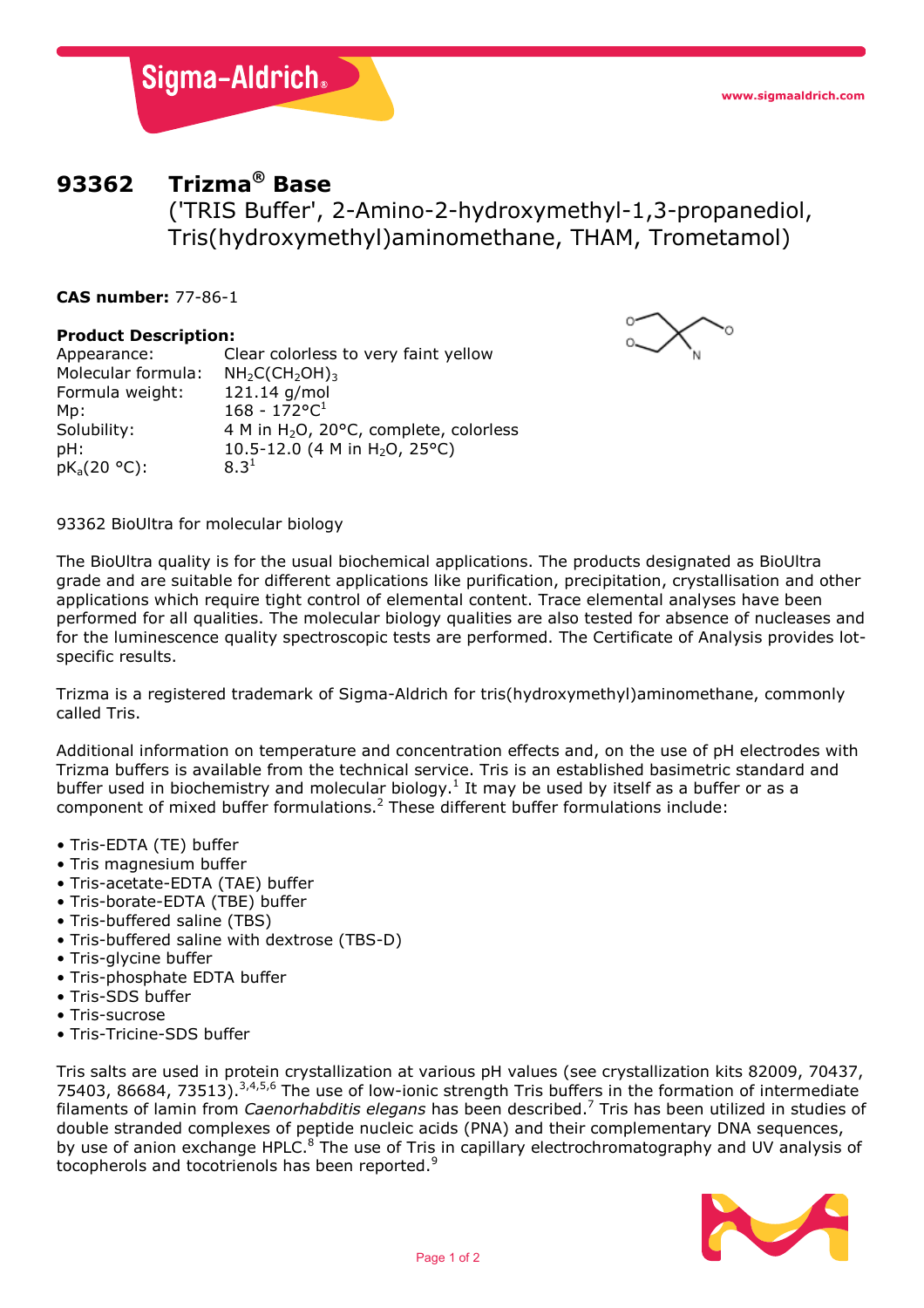# 93362 Trizma® Base

('TRIS Buffer', 2-Amino-2-hydroxymethyl-1,3-propanediol, Tris(hydroxymethyl)aminomethane, THAM, Trometamol)

**CAS number:** 77-86-1

**Product Description:**

| | |
|---|---|
| Appearance: | Clear colorless to very faint yellow |
| Molecular formula: | $NH_2C(CH_2OH)_3$ |
| Formula weight: | 121.14 g/mol |
| Mp: | 168 - 172°C[1] |
| Solubility: | 4 M in $H_2O$, 20°C, complete, colorless |
| pH: | 10.5-12.0 (4 M in $H_2O$, 25°C) |
| $pK_a$(20 °C): | 8.3[1] |

93362 BioUltra for molecular biology

The BioUltra quality is for the usual biochemical applications. The products designated as BioUltra grade and are suitable for different applications like purification, precipitation, crystallisation and other applications which require tight control of elemental content. Trace elemental analyses have been performed for all qualities. The molecular biology qualities are also tested for absence of nucleases and for the luminescence quality spectroscopic tests are performed. The Certificate of Analysis provides lot-specific results.

Trizma is a registered trademark of Sigma-Aldrich for tris(hydroxymethyl)aminomethane, commonly called Tris.

Additional information on temperature and concentration effects and, on the use of pH electrodes with Trizma buffers is available from the technical service. Tris is an established basimetric standard and buffer used in biochemistry and molecular biology.[1] It may be used by itself as a buffer or as a component of mixed buffer formulations.[2] These different buffer formulations include:

- Tris-EDTA (TE) buffer
- Tris magnesium buffer
- Tris-acetate-EDTA (TAE) buffer
- Tris-borate-EDTA (TBE) buffer
- Tris-buffered saline (TBS)
- Tris-buffered saline with dextrose (TBS-D)
- Tris-glycine buffer
- Tris-phosphate EDTA buffer
- Tris-SDS buffer
- Tris-sucrose
- Tris-Tricine-SDS buffer

Tris salts are used in protein crystallization at various pH values (see crystallization kits 82009, 70437, 75403, 86684, 73513).[3,4,5,6] The use of low-ionic strength Tris buffers in the formation of intermediate filaments of lamin from *Caenorhabditis elegans* has been described.[7] Tris has been utilized in studies of double stranded complexes of peptide nucleic acids (PNA) and their complementary DNA sequences, by use of anion exchange HPLC.[8] The use of Tris in capillary electrochromatography and UV analysis of tocopherols and tocotrienols has been reported.[9]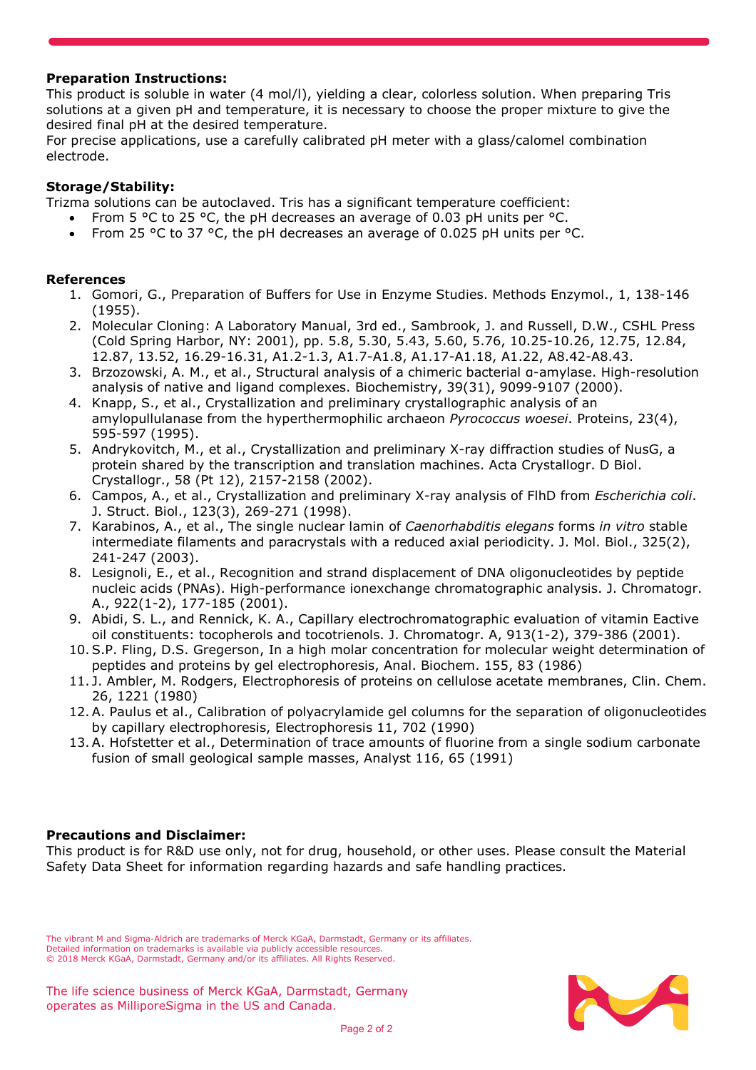**Preparation Instructions:**
This product is soluble in water (4 mol/l), yielding a clear, colorless solution. When preparing Tris solutions at a given pH and temperature, it is necessary to choose the proper mixture to give the desired final pH at the desired temperature.
For precise applications, use a carefully calibrated pH meter with a glass/calomel combination electrode.

**Storage/Stability:**
Trizma solutions can be autoclaved. Tris has a significant temperature coefficient:

- From 5 °C to 25 °C, the pH decreases an average of 0.03 pH units per °C.
- From 25 °C to 37 °C, the pH decreases an average of 0.025 pH units per °C.

**References**

1. Gomori, G., Preparation of Buffers for Use in Enzyme Studies. Methods Enzymol., 1, 138-146 (1955).
2. Molecular Cloning: A Laboratory Manual, 3rd ed., Sambrook, J. and Russell, D.W., CSHL Press (Cold Spring Harbor, NY: 2001), pp. 5.8, 5.30, 5.43, 5.60, 5.76, 10.25-10.26, 12.75, 12.84, 12.87, 13.52, 16.29-16.31, A1.2-1.3, A1.7-A1.8, A1.17-A1.18, A1.22, A8.42-A8.43.
3. Brzozowski, A. M., et al., Structural analysis of a chimeric bacterial α-amylase. High-resolution analysis of native and ligand complexes. Biochemistry, 39(31), 9099-9107 (2000).
4. Knapp, S., et al., Crystallization and preliminary crystallographic analysis of an amylopullulanase from the hyperthermophilic archaeon *Pyrococcus woesei*. Proteins, 23(4), 595-597 (1995).
5. Andrykovitch, M., et al., Crystallization and preliminary X-ray diffraction studies of NusG, a protein shared by the transcription and translation machines. Acta Crystallogr. D Biol. Crystallogr., 58 (Pt 12), 2157-2158 (2002).
6. Campos, A., et al., Crystallization and preliminary X-ray analysis of FlhD from *Escherichia coli*. J. Struct. Biol., 123(3), 269-271 (1998).
7. Karabinos, A., et al., The single nuclear lamin of *Caenorhabditis elegans* forms *in vitro* stable intermediate filaments and paracrystals with a reduced axial periodicity. J. Mol. Biol., 325(2), 241-247 (2003).
8. Lesignoli, E., et al., Recognition and strand displacement of DNA oligonucleotides by peptide nucleic acids (PNAs). High-performance ionexchange chromatographic analysis. J. Chromatogr. A., 922(1-2), 177-185 (2001).
9. Abidi, S. L., and Rennick, K. A., Capillary electrochromatographic evaluation of vitamin Eactive oil constituents: tocopherols and tocotrienols. J. Chromatogr. A, 913(1-2), 379-386 (2001).
10. S.P. Fling, D.S. Gregerson, In a high molar concentration for molecular weight determination of peptides and proteins by gel electrophoresis, Anal. Biochem. 155, 83 (1986)
11. J. Ambler, M. Rodgers, Electrophoresis of proteins on cellulose acetate membranes, Clin. Chem. 26, 1221 (1980)
12. A. Paulus et al., Calibration of polyacrylamide gel columns for the separation of oligonucleotides by capillary electrophoresis, Electrophoresis 11, 702 (1990)
13. A. Hofstetter et al., Determination of trace amounts of fluorine from a single sodium carbonate fusion of small geological sample masses, Analyst 116, 65 (1991)

**Precautions and Disclaimer:**
This product is for R&D use only, not for drug, household, or other uses. Please consult the Material Safety Data Sheet for information regarding hazards and safe handling practices.

The vibrant M and Sigma-Aldrich are trademarks of Merck KGaA, Darmstadt, Germany or its affiliates.
Detailed information on trademarks is available via publicly accessible resources.
© 2018 Merck KGaA, Darmstadt, Germany and/or its affiliates. All Rights Reserved.

The life science business of Merck KGaA, Darmstadt, Germany operates as MilliporeSigma in the US and Canada.